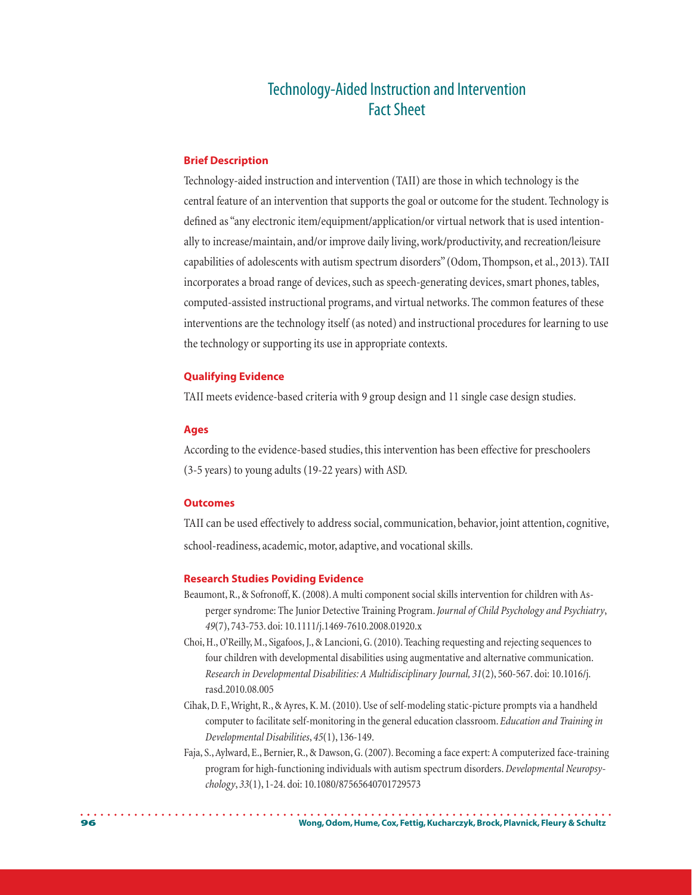# Technology-Aided Instruction and Intervention Fact Sheet

## Brief Description

Technology-aided instruction and intervention (TAII) are those in which technology is the central feature of an intervention that supports the goal or outcome for the student. Technology is defined as "any electronic item/equipment/application/or virtual network that is used intentionally to increase/maintain, and/or improve daily living, work/productivity, and recreation/leisure capabilities of adolescents with autism spectrum disorders" (Odom, Thompson, et al., 2013). TAII incorporates a broad range of devices, such as speech-generating devices, smart phones, tables, computed-assisted instructional programs, and virtual networks. The common features of these interventions are the technology itself (as noted) and instructional procedures for learning to use the technology or supporting its use in appropriate contexts.

## Qualifying Evidence

TAII meets evidence-based criteria with 9 group design and 11 single case design studies.

## Ages

According to the evidence-based studies, this intervention has been effective for preschoolers (3-5 years) to young adults (19-22 years) with ASD.

## Outcomes

TAII can be used effectively to address social, communication, behavior, joint attention, cognitive, school-readiness, academic, motor, adaptive, and vocational skills.

## Research Studies Poviding Evidence

Beaumont, R., & Sofronoff, K. (2008). A multi component social skills intervention for children with Asperger syndrome: The Junior Detective Training Program. *Journal of Child Psychology and Psychiatry*, *49*(7), 743-753. doi: 10.1111/j.1469-7610.2008.01920.x

Choi, H., O'Reilly, M., Sigafoos, J., & Lancioni, G. (2010). Teaching requesting and rejecting sequences to four children with developmental disabilities using augmentative and alternative communication. *Research in Developmental Disabilities: A Multidisciplinary Journal, 31*(2), 560-567. doi: 10.1016/j.rasd.2010.08.005

Cihak, D. F., Wright, R., & Ayres, K. M. (2010). Use of self-modeling static-picture prompts via a handheld computer to facilitate self-monitoring in the general education classroom. *Education and Training in Developmental Disabilities*, *45*(1), 136-149.

Faja, S., Aylward, E., Bernier, R., & Dawson, G. (2007). Becoming a face expert: A computerized face-training program for high-functioning individuals with autism spectrum disorders. *Developmental Neuropsychology*, *33*(1), 1-24. doi: 10.1080/87565640701729573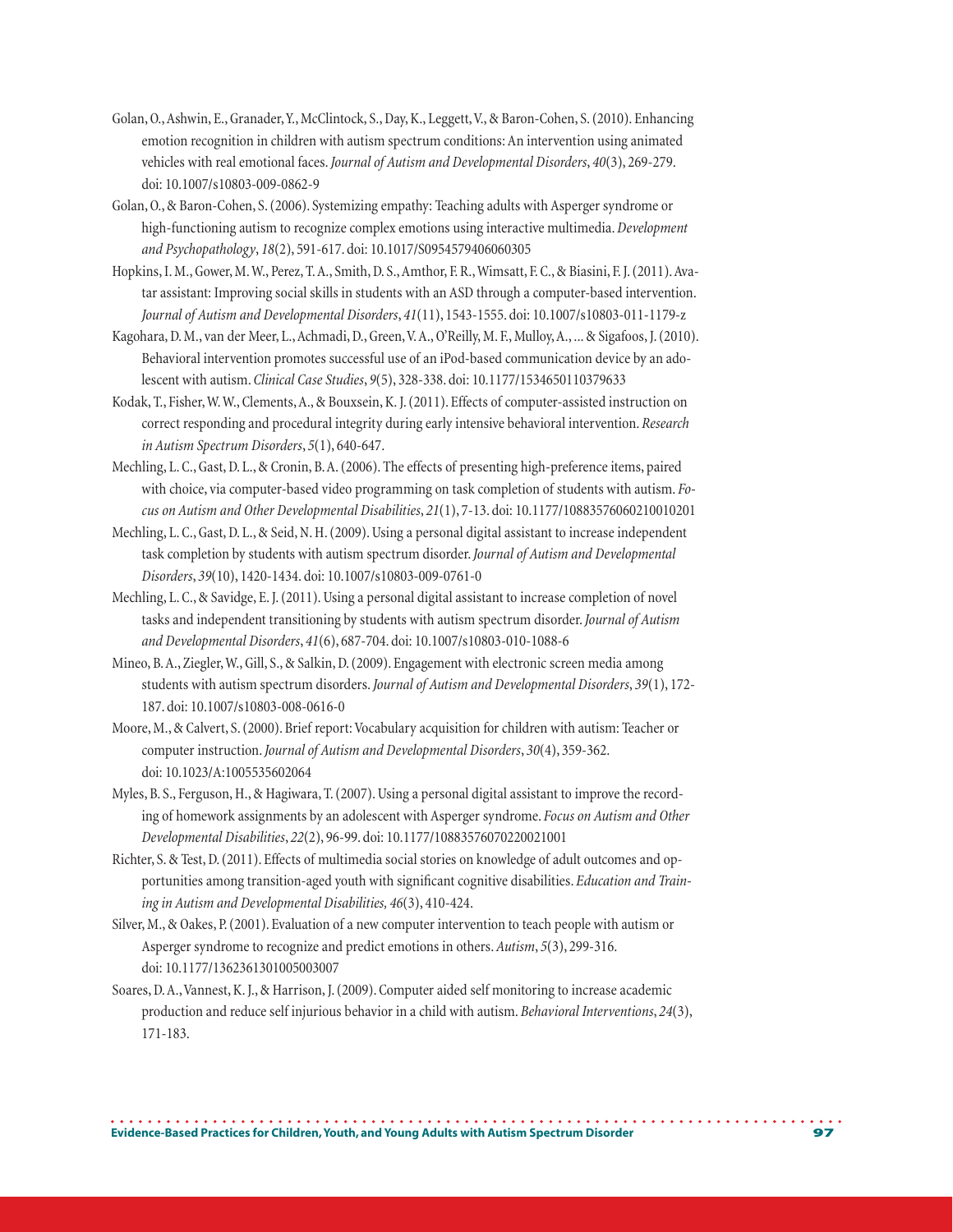Golan, O., Ashwin, E., Granader, Y., McClintock, S., Day, K., Leggett, V., & Baron-Cohen, S. (2010). Enhancing emotion recognition in children with autism spectrum conditions: An intervention using animated vehicles with real emotional faces. *Journal of Autism and Developmental Disorders*, *40*(3), 269-279. doi: 10.1007/s10803-009-0862-9

Golan, O., & Baron-Cohen, S. (2006). Systemizing empathy: Teaching adults with Asperger syndrome or high-functioning autism to recognize complex emotions using interactive multimedia. *Development and Psychopathology*, *18*(2), 591-617. doi: 10.1017/S0954579406060305

Hopkins, I. M., Gower, M. W., Perez, T. A., Smith, D. S., Amthor, F. R., Wimsatt, F. C., & Biasini, F. J. (2011). Avatar assistant: Improving social skills in students with an ASD through a computer-based intervention. *Journal of Autism and Developmental Disorders*, *41*(11), 1543-1555. doi: 10.1007/s10803-011-1179-z

Kagohara, D. M., van der Meer, L., Achmadi, D., Green, V. A., O'Reilly, M. F., Mulloy, A., ... & Sigafoos, J. (2010). Behavioral intervention promotes successful use of an iPod-based communication device by an adolescent with autism. *Clinical Case Studies*, *9*(5), 328-338. doi: 10.1177/1534650110379633

Kodak, T., Fisher, W. W., Clements, A., & Bouxsein, K. J. (2011). Effects of computer-assisted instruction on correct responding and procedural integrity during early intensive behavioral intervention. *Research in Autism Spectrum Disorders*, *5*(1), 640-647.

Mechling, L. C., Gast, D. L., & Cronin, B. A. (2006). The effects of presenting high-preference items, paired with choice, via computer-based video programming on task completion of students with autism. *Focus on Autism and Other Developmental Disabilities*, *21*(1), 7-13. doi: 10.1177/10883576060210010201

Mechling, L. C., Gast, D. L., & Seid, N. H. (2009). Using a personal digital assistant to increase independent task completion by students with autism spectrum disorder. *Journal of Autism and Developmental Disorders*, *39*(10), 1420-1434. doi: 10.1007/s10803-009-0761-0

Mechling, L. C., & Savidge, E. J. (2011). Using a personal digital assistant to increase completion of novel tasks and independent transitioning by students with autism spectrum disorder. *Journal of Autism and Developmental Disorders*, *41*(6), 687-704. doi: 10.1007/s10803-010-1088-6

Mineo, B. A., Ziegler, W., Gill, S., & Salkin, D. (2009). Engagement with electronic screen media among students with autism spectrum disorders. *Journal of Autism and Developmental Disorders*, *39*(1), 172-187. doi: 10.1007/s10803-008-0616-0

Moore, M., & Calvert, S. (2000). Brief report: Vocabulary acquisition for children with autism: Teacher or computer instruction. *Journal of Autism and Developmental Disorders*, *30*(4), 359-362. doi: 10.1023/A:1005535602064

Myles, B. S., Ferguson, H., & Hagiwara, T. (2007). Using a personal digital assistant to improve the recording of homework assignments by an adolescent with Asperger syndrome. *Focus on Autism and Other Developmental Disabilities*, *22*(2), 96-99. doi: 10.1177/10883576070220021001

Richter, S. & Test, D. (2011). Effects of multimedia social stories on knowledge of adult outcomes and opportunities among transition-aged youth with significant cognitive disabilities. *Education and Training in Autism and Developmental Disabilities, 46*(3), 410-424.

Silver, M., & Oakes, P. (2001). Evaluation of a new computer intervention to teach people with autism or Asperger syndrome to recognize and predict emotions in others. *Autism*, *5*(3), 299-316. doi: 10.1177/1362361301005003007

Soares, D. A., Vannest, K. J., & Harrison, J. (2009). Computer aided self monitoring to increase academic production and reduce self injurious behavior in a child with autism. *Behavioral Interventions*, *24*(3), 171-183.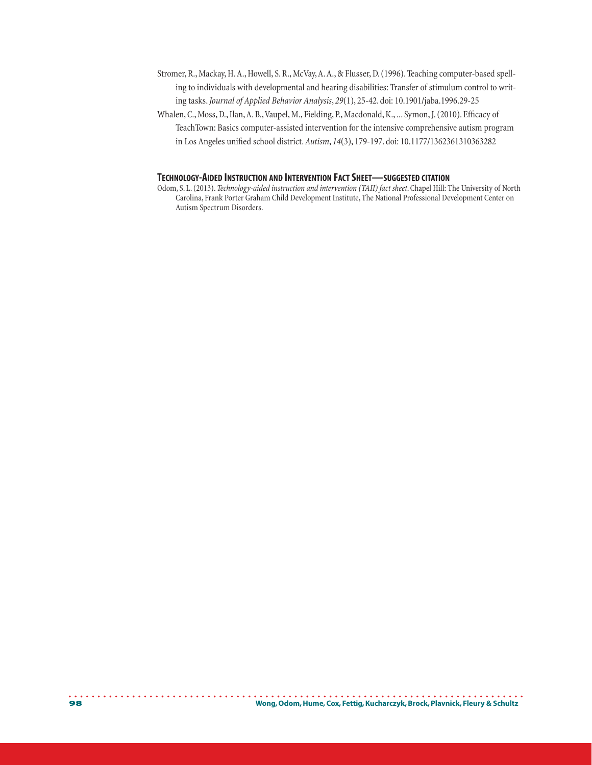Stromer, R., Mackay, H. A., Howell, S. R., McVay, A. A., & Flusser, D. (1996). Teaching computer-based spelling to individuals with developmental and hearing disabilities: Transfer of stimulum control to writing tasks. *Journal of Applied Behavior Analysis*, *29*(1), 25-42. doi: 10.1901/jaba.1996.29-25

Whalen, C., Moss, D., Ilan, A. B., Vaupel, M., Fielding, P., Macdonald, K., ... Symon, J. (2010). Efficacy of TeachTown: Basics computer-assisted intervention for the intensive comprehensive autism program in Los Angeles unified school district. *Autism*, *14*(3), 179-197. doi: 10.1177/1362361310363282

### Technology-Aided Instruction and Intervention Fact Sheet—suggested citation

Odom, S. L. (2013). *Technology-aided instruction and intervention (TAII) fact sheet*. Chapel Hill: The University of North Carolina, Frank Porter Graham Child Development Institute, The National Professional Development Center on Autism Spectrum Disorders.